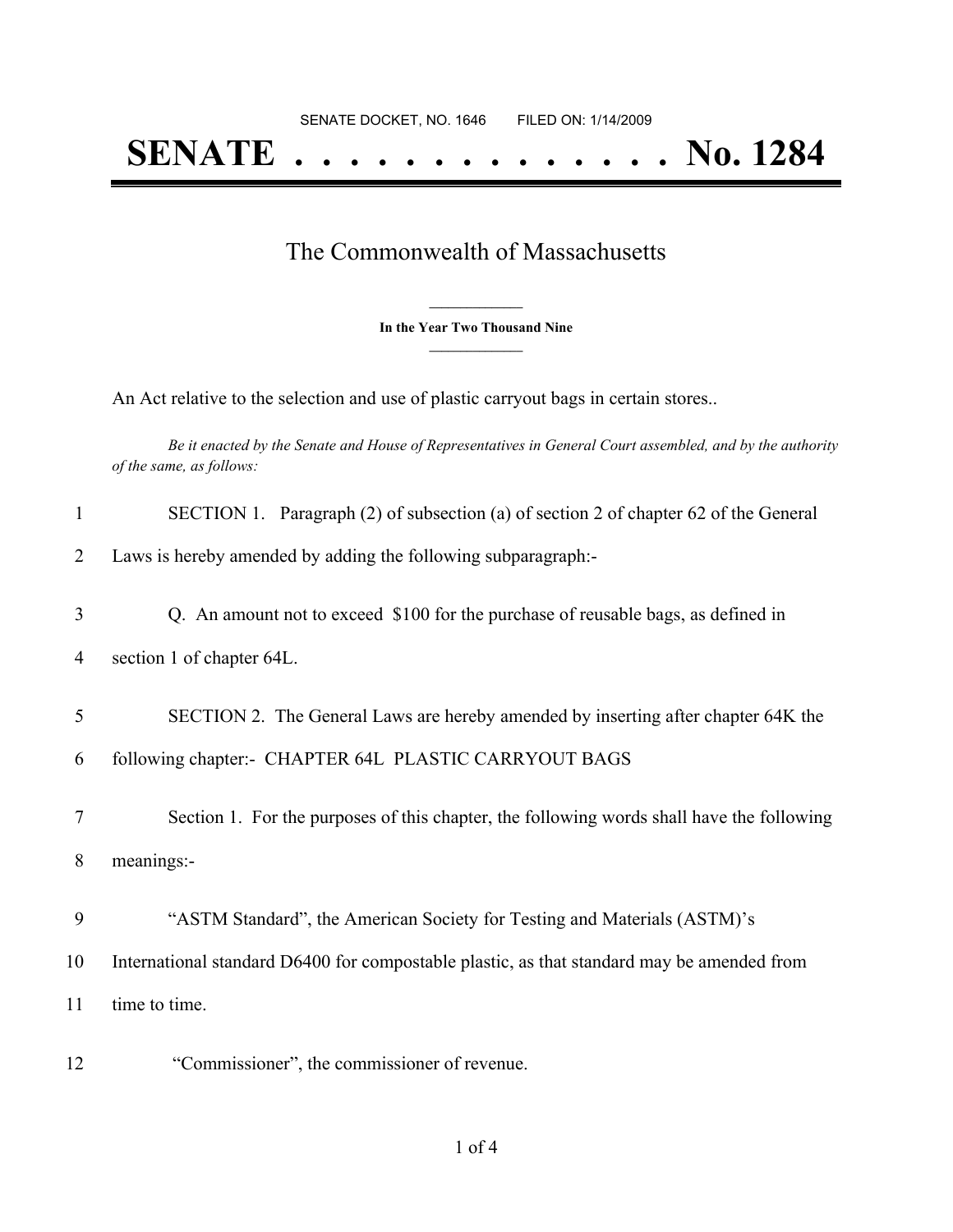SENATE DOCKET, NO. 1646 FILED ON: 1/14/2009

# SENATE . . . . . . . . . . . . . . No. 1284

## The Commonwealth of Massachusetts

**In the Year Two Thousand Nine**

An Act relative to the selection and use of plastic carryout bags in certain stores..

*Be it enacted by the Senate and House of Representatives in General Court assembled, and by the authority of the same, as follows:*

1 SECTION 1. Paragraph (2) of subsection (a) of section 2 of chapter 62 of the General
2 Laws is hereby amended by adding the following subparagraph:-

3 Q. An amount not to exceed $100 for the purchase of reusable bags, as defined in
4 section 1 of chapter 64L.

5 SECTION 2. The General Laws are hereby amended by inserting after chapter 64K the
6 following chapter:- CHAPTER 64L PLASTIC CARRYOUT BAGS

7 Section 1. For the purposes of this chapter, the following words shall have the following
8 meanings:-

9 "ASTM Standard", the American Society for Testing and Materials (ASTM)'s
10 International standard D6400 for compostable plastic, as that standard may be amended from
11 time to time.

12 "Commissioner", the commissioner of revenue.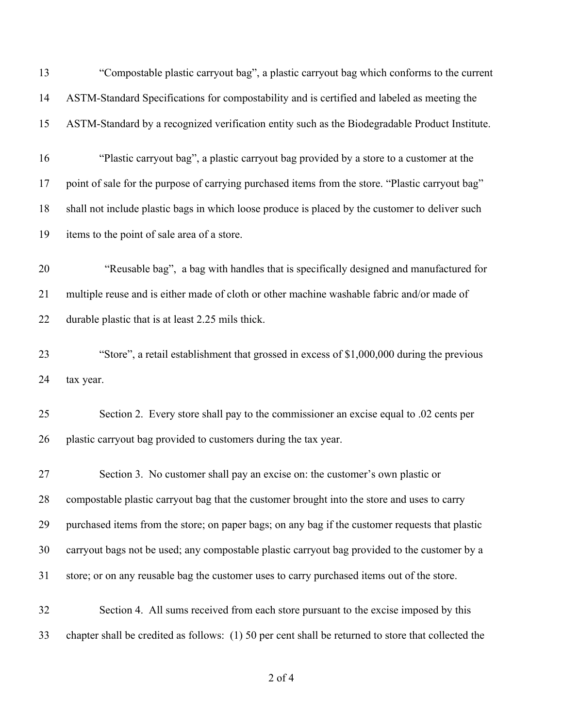"Compostable plastic carryout bag", a plastic carryout bag which conforms to the current ASTM-Standard Specifications for compostability and is certified and labeled as meeting the ASTM-Standard by a recognized verification entity such as the Biodegradable Product Institute.

"Plastic carryout bag", a plastic carryout bag provided by a store to a customer at the point of sale for the purpose of carrying purchased items from the store. "Plastic carryout bag" shall not include plastic bags in which loose produce is placed by the customer to deliver such items to the point of sale area of a store.

"Reusable bag", a bag with handles that is specifically designed and manufactured for multiple reuse and is either made of cloth or other machine washable fabric and/or made of durable plastic that is at least 2.25 mils thick.

"Store", a retail establishment that grossed in excess of $1,000,000 during the previous tax year.

Section 2. Every store shall pay to the commissioner an excise equal to .02 cents per plastic carryout bag provided to customers during the tax year.

Section 3. No customer shall pay an excise on: the customer's own plastic or compostable plastic carryout bag that the customer brought into the store and uses to carry purchased items from the store; on paper bags; on any bag if the customer requests that plastic carryout bags not be used; any compostable plastic carryout bag provided to the customer by a store; or on any reusable bag the customer uses to carry purchased items out of the store.

Section 4. All sums received from each store pursuant to the excise imposed by this chapter shall be credited as follows: (1) 50 per cent shall be returned to store that collected the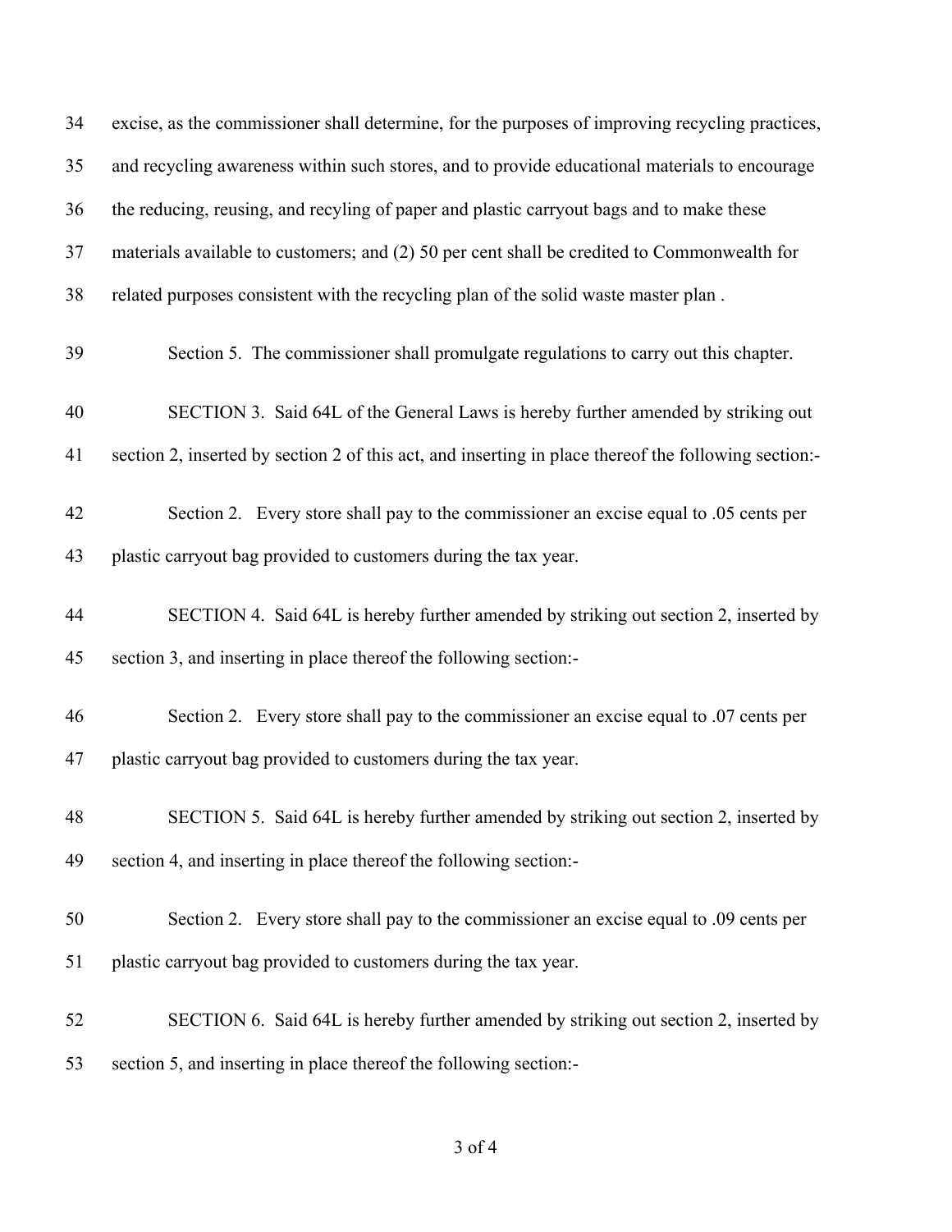excise, as the commissioner shall determine, for the purposes of improving recycling practices, and recycling awareness within such stores, and to provide educational materials to encourage the reducing, reusing, and recyling of paper and plastic carryout bags and to make these materials available to customers; and (2) 50 per cent shall be credited to Commonwealth for related purposes consistent with the recycling plan of the solid waste master plan .

Section 5. The commissioner shall promulgate regulations to carry out this chapter.

SECTION 3. Said 64L of the General Laws is hereby further amended by striking out section 2, inserted by section 2 of this act, and inserting in place thereof the following section:-

Section 2. Every store shall pay to the commissioner an excise equal to .05 cents per plastic carryout bag provided to customers during the tax year.

SECTION 4. Said 64L is hereby further amended by striking out section 2, inserted by section 3, and inserting in place thereof the following section:-

Section 2. Every store shall pay to the commissioner an excise equal to .07 cents per plastic carryout bag provided to customers during the tax year.

SECTION 5. Said 64L is hereby further amended by striking out section 2, inserted by section 4, and inserting in place thereof the following section:-

Section 2. Every store shall pay to the commissioner an excise equal to .09 cents per plastic carryout bag provided to customers during the tax year.

SECTION 6. Said 64L is hereby further amended by striking out section 2, inserted by section 5, and inserting in place thereof the following section:-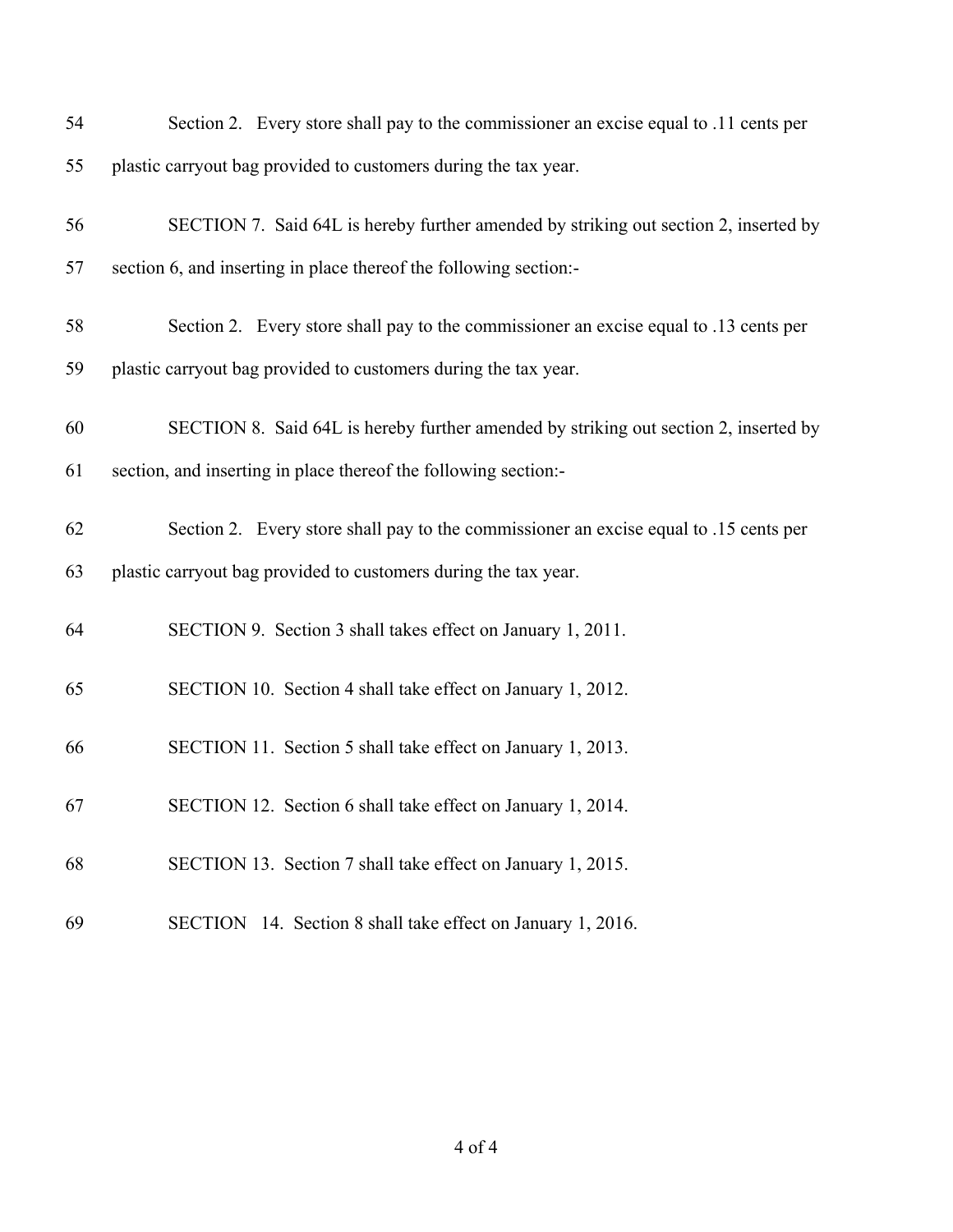Section 2. Every store shall pay to the commissioner an excise equal to .11 cents per plastic carryout bag provided to customers during the tax year.

SECTION 7. Said 64L is hereby further amended by striking out section 2, inserted by section 6, and inserting in place thereof the following section:-

Section 2. Every store shall pay to the commissioner an excise equal to .13 cents per plastic carryout bag provided to customers during the tax year.

SECTION 8. Said 64L is hereby further amended by striking out section 2, inserted by section, and inserting in place thereof the following section:-

Section 2. Every store shall pay to the commissioner an excise equal to .15 cents per plastic carryout bag provided to customers during the tax year.

SECTION 9. Section 3 shall takes effect on January 1, 2011.

SECTION 10. Section 4 shall take effect on January 1, 2012.

SECTION 11. Section 5 shall take effect on January 1, 2013.

SECTION 12. Section 6 shall take effect on January 1, 2014.

SECTION 13. Section 7 shall take effect on January 1, 2015.

SECTION 14. Section 8 shall take effect on January 1, 2016.